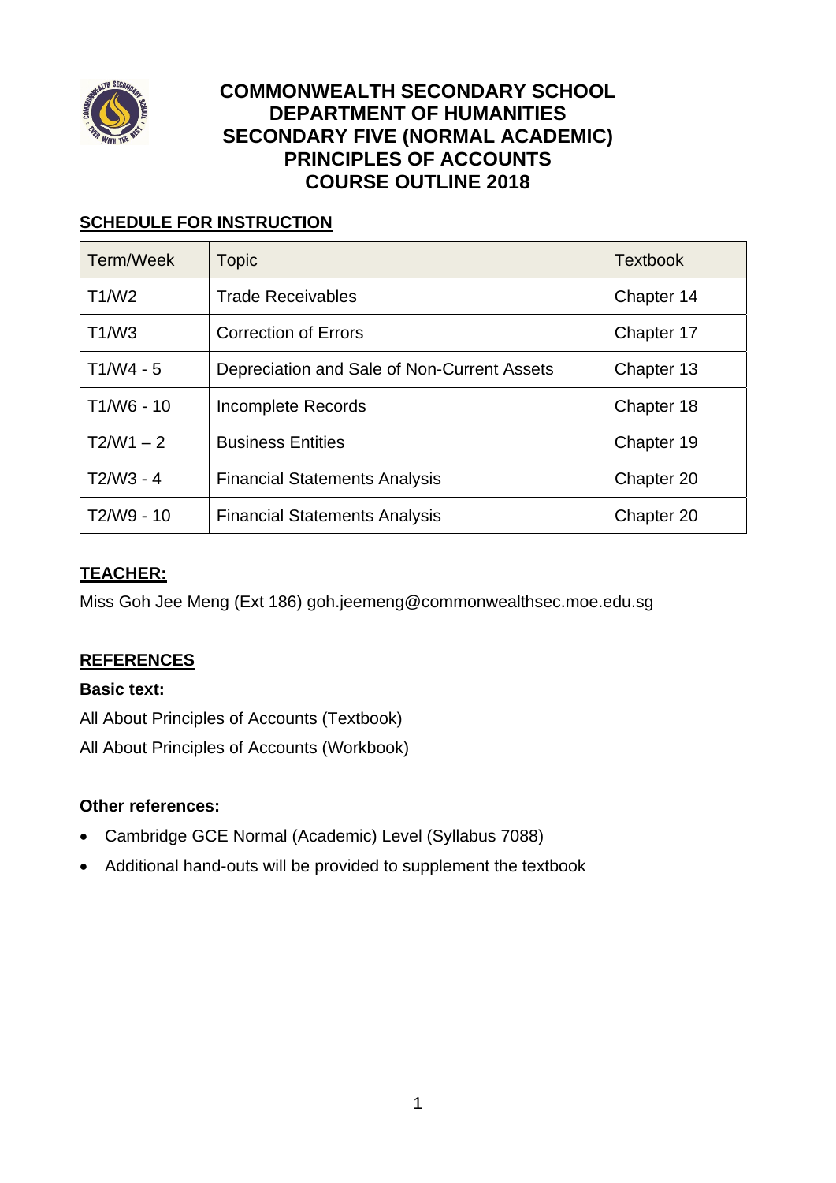# COMMONWEALTH SECONDARY SCHOOL
# DEPARTMENT OF HUMANITIES
# SECONDARY FIVE (NORMAL ACADEMIC)
# PRINCIPLES OF ACCOUNTS
# COURSE OUTLINE 2018

## SCHEDULE FOR INSTRUCTION

| Term/Week | Topic | Textbook |
|---|---|---|
| T1/W2 | Trade Receivables | Chapter 14 |
| T1/W3 | Correction of Errors | Chapter 17 |
| T1/W4 - 5 | Depreciation and Sale of Non-Current Assets | Chapter 13 |
| T1/W6 - 10 | Incomplete Records | Chapter 18 |
| T2/W1 – 2 | Business Entities | Chapter 19 |
| T2/W3 - 4 | Financial Statements Analysis | Chapter 20 |
| T2/W9 - 10 | Financial Statements Analysis | Chapter 20 |

## TEACHER:

Miss Goh Jee Meng (Ext 186) goh.jeemeng@commonwealthsec.moe.edu.sg

## REFERENCES

**Basic text:**

All About Principles of Accounts (Textbook)

All About Principles of Accounts (Workbook)

**Other references:**

- Cambridge GCE Normal (Academic) Level (Syllabus 7088)
- Additional hand-outs will be provided to supplement the textbook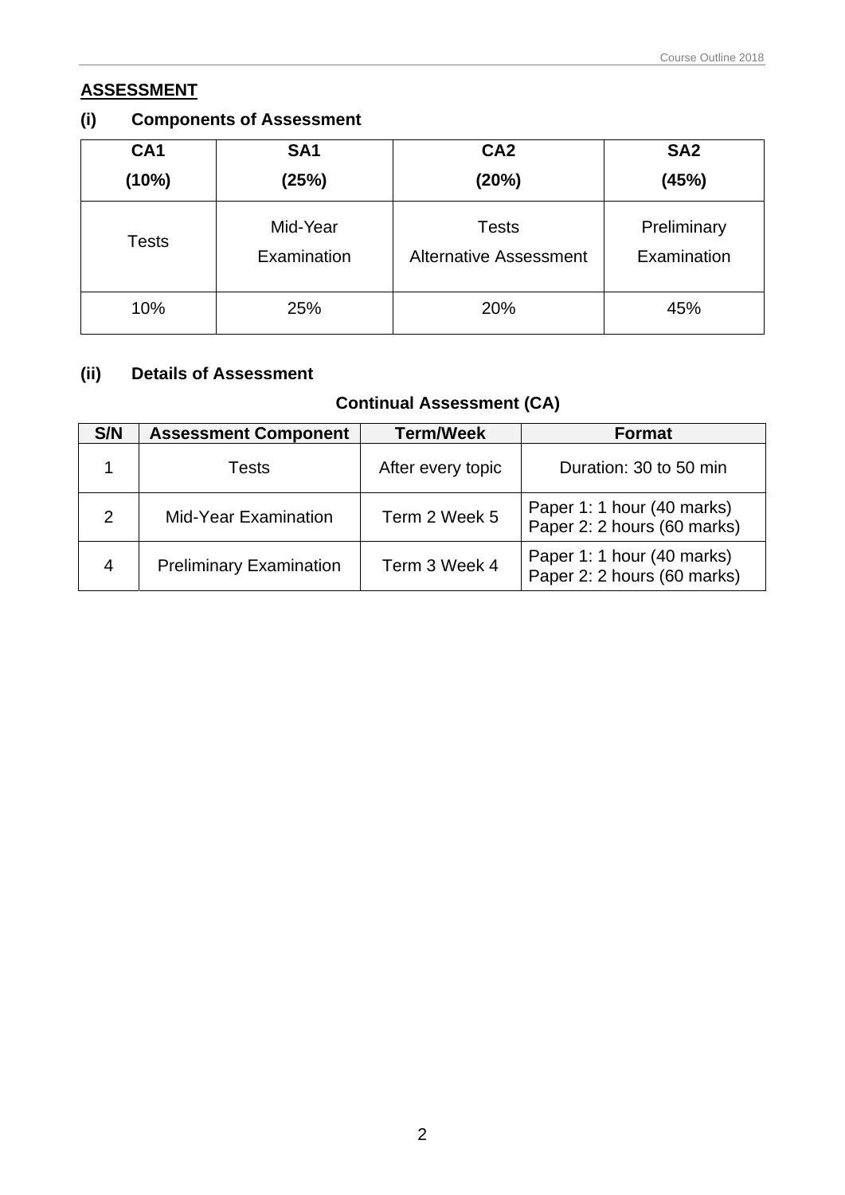## ASSESSMENT

### (i) Components of Assessment

| CA1 (10%) | SA1 (25%) | CA2 (20%) | SA2 (45%) |
|---|---|---|---|
| Tests | Mid-Year Examination | Tests<br>Alternative Assessment | Preliminary Examination |
| 10% | 25% | 20% | 45% |

### (ii) Details of Assessment

**Continual Assessment (CA)**

| S/N | Assessment Component | Term/Week | Format |
|---|---|---|---|
| 1 | Tests | After every topic | Duration: 30 to 50 min |
| 2 | Mid-Year Examination | Term 2 Week 5 | Paper 1: 1 hour (40 marks)<br>Paper 2: 2 hours (60 marks) |
| 4 | Preliminary Examination | Term 3 Week 4 | Paper 1: 1 hour (40 marks)<br>Paper 2: 2 hours (60 marks) |